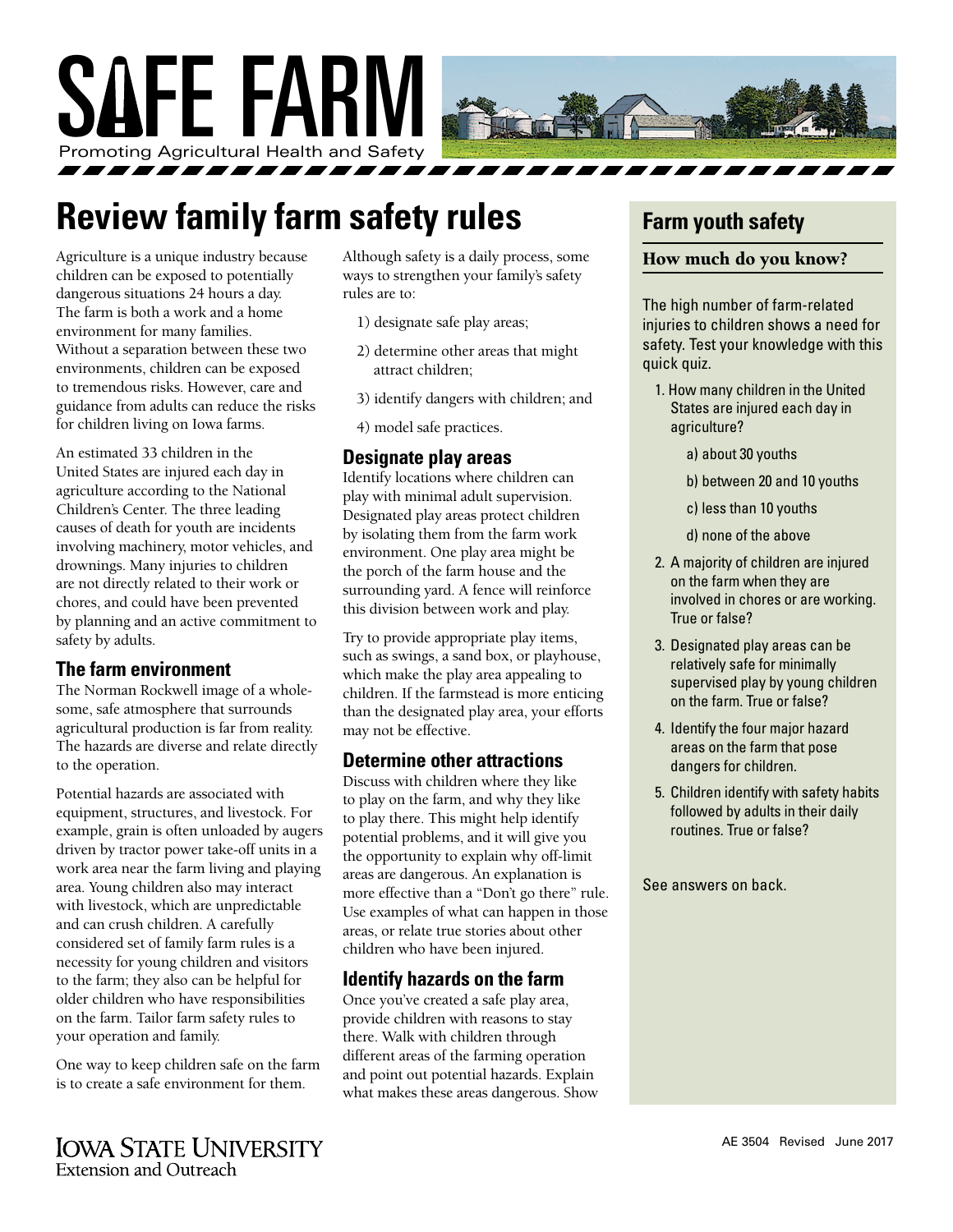# SAFE FARM

Promoting Agricultural Health and Safety

## Review family farm safety rules

Agriculture is a unique industry because children can be exposed to potentially dangerous situations 24 hours a day. The farm is both a work and a home environment for many families. Without a separation between these two environments, children can be exposed to tremendous risks. However, care and guidance from adults can reduce the risks for children living on Iowa farms.

An estimated 33 children in the United States are injured each day in agriculture according to the National Children's Center. The three leading causes of death for youth are incidents involving machinery, motor vehicles, and drownings. Many injuries to children are not directly related to their work or chores, and could have been prevented by planning and an active commitment to safety by adults.

### The farm environment

The Norman Rockwell image of a wholesome, safe atmosphere that surrounds agricultural production is far from reality. The hazards are diverse and relate directly to the operation.

Potential hazards are associated with equipment, structures, and livestock. For example, grain is often unloaded by augers driven by tractor power take-off units in a work area near the farm living and playing area. Young children also may interact with livestock, which are unpredictable and can crush children. A carefully considered set of family farm rules is a necessity for young children and visitors to the farm; they also can be helpful for older children who have responsibilities on the farm. Tailor farm safety rules to your operation and family.

One way to keep children safe on the farm is to create a safe environment for them. Although safety is a daily process, some ways to strengthen your family's safety rules are to:

1) designate safe play areas;
2) determine other areas that might attract children;
3) identify dangers with children; and
4) model safe practices.

### Designate play areas

Identify locations where children can play with minimal adult supervision. Designated play areas protect children by isolating them from the farm work environment. One play area might be the porch of the farm house and the surrounding yard. A fence will reinforce this division between work and play.

Try to provide appropriate play items, such as swings, a sand box, or playhouse, which make the play area appealing to children. If the farmstead is more enticing than the designated play area, your efforts may not be effective.

### Determine other attractions

Discuss with children where they like to play on the farm, and why they like to play there. This might help identify potential problems, and it will give you the opportunity to explain why off-limit areas are dangerous. An explanation is more effective than a "Don't go there" rule. Use examples of what can happen in those areas, or relate true stories about other children who have been injured.

### Identify hazards on the farm

Once you've created a safe play area, provide children with reasons to stay there. Walk with children through different areas of the farming operation and point out potential hazards. Explain what makes these areas dangerous. Show

## Farm youth safety

### How much do you know?

The high number of farm-related injuries to children shows a need for safety. Test your knowledge with this quick quiz.

1. How many children in the United States are injured each day in agriculture?
   - a) about 30 youths
   - b) between 20 and 10 youths
   - c) less than 10 youths
   - d) none of the above
2. A majority of children are injured on the farm when they are involved in chores or are working. True or false?
3. Designated play areas can be relatively safe for minimally supervised play by young children on the farm. True or false?
4. Identify the four major hazard areas on the farm that pose dangers for children.
5. Children identify with safety habits followed by adults in their daily routines. True or false?

See answers on back.

Iowa State University Extension and Outreach

AE 3504 Revised June 2017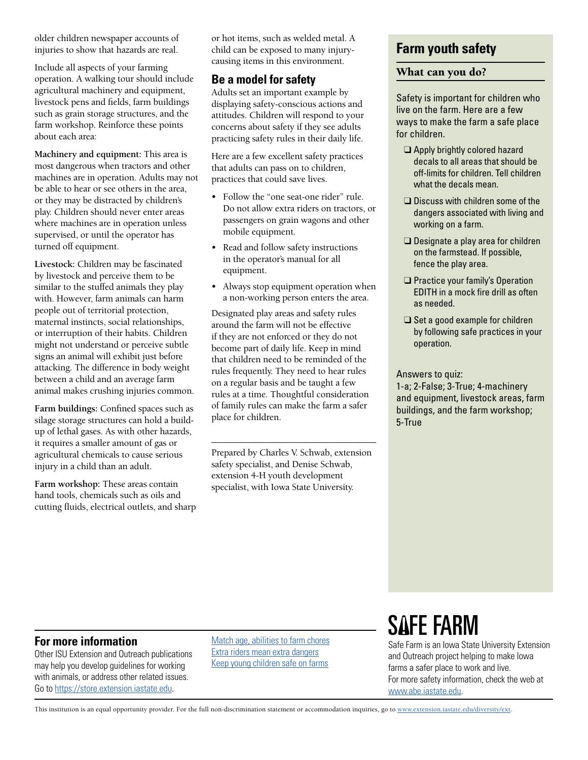older children newspaper accounts of injuries to show that hazards are real.

Include all aspects of your farming operation. A walking tour should include agricultural machinery and equipment, livestock pens and fields, farm buildings such as grain storage structures, and the farm workshop. Reinforce these points about each area:

**Machinery and equipment:** This area is most dangerous when tractors and other machines are in operation. Adults may not be able to hear or see others in the area, or they may be distracted by children's play. Children should never enter areas where machines are in operation unless supervised, or until the operator has turned off equipment.

**Livestock:** Children may be fascinated by livestock and perceive them to be similar to the stuffed animals they play with. However, farm animals can harm people out of territorial protection, maternal instincts, social relationships, or interruption of their habits. Children might not understand or perceive subtle signs an animal will exhibit just before attacking. The difference in body weight between a child and an average farm animal makes crushing injuries common.

**Farm buildings:** Confined spaces such as silage storage structures can hold a build-up of lethal gases. As with other hazards, it requires a smaller amount of gas or agricultural chemicals to cause serious injury in a child than an adult.

**Farm workshop:** These areas contain hand tools, chemicals such as oils and cutting fluids, electrical outlets, and sharp or hot items, such as welded metal. A child can be exposed to many injury-causing items in this environment.

## Be a model for safety

Adults set an important example by displaying safety-conscious actions and attitudes. Children will respond to your concerns about safety if they see adults practicing safety rules in their daily life.

Here are a few excellent safety practices that adults can pass on to children, practices that could save lives.

- Follow the "one seat-one rider" rule. Do not allow extra riders on tractors, or passengers on grain wagons and other mobile equipment.
- Read and follow safety instructions in the operator's manual for all equipment.
- Always stop equipment operation when a non-working person enters the area.

Designated play areas and safety rules around the farm will not be effective if they are not enforced or they do not become part of daily life. Keep in mind that children need to be reminded of the rules frequently. They need to hear rules on a regular basis and be taught a few rules at a time. Thoughtful consideration of family rules can make the farm a safer place for children.

Prepared by Charles V. Schwab, extension safety specialist, and Denise Schwab, extension 4-H youth development specialist, with Iowa State University.

## Farm youth safety

### What can you do?

Safety is important for children who live on the farm. Here are a few ways to make the farm a safe place for children.

- ❑ Apply brightly colored hazard decals to all areas that should be off-limits for children. Tell children what the decals mean.
- ❑ Discuss with children some of the dangers associated with living and working on a farm.
- ❑ Designate a play area for children on the farmstead. If possible, fence the play area.
- ❑ Practice your family's Operation EDITH in a mock fire drill as often as needed.
- ❑ Set a good example for children by following safe practices in your operation.

Answers to quiz:
1-a; 2-False; 3-True; 4-machinery and equipment, livestock areas, farm buildings, and the farm workshop; 5-True

## For more information

Other ISU Extension and Outreach publications may help you develop guidelines for working with animals, or address other related issues. Go to https://store.extension.iastate.edu.

Match age, abilities to farm chores
Extra riders mean extra dangers
Keep young children safe on farms

# SAFE FARM

Safe Farm is an Iowa State University Extension and Outreach project helping to make Iowa farms a safer place to work and live.
For more safety information, check the web at www.abe.iastate.edu.

This institution is an equal opportunity provider. For the full non-discrimination statement or accommodation inquiries, go to www.extension.iastate.edu/diversity/ext.